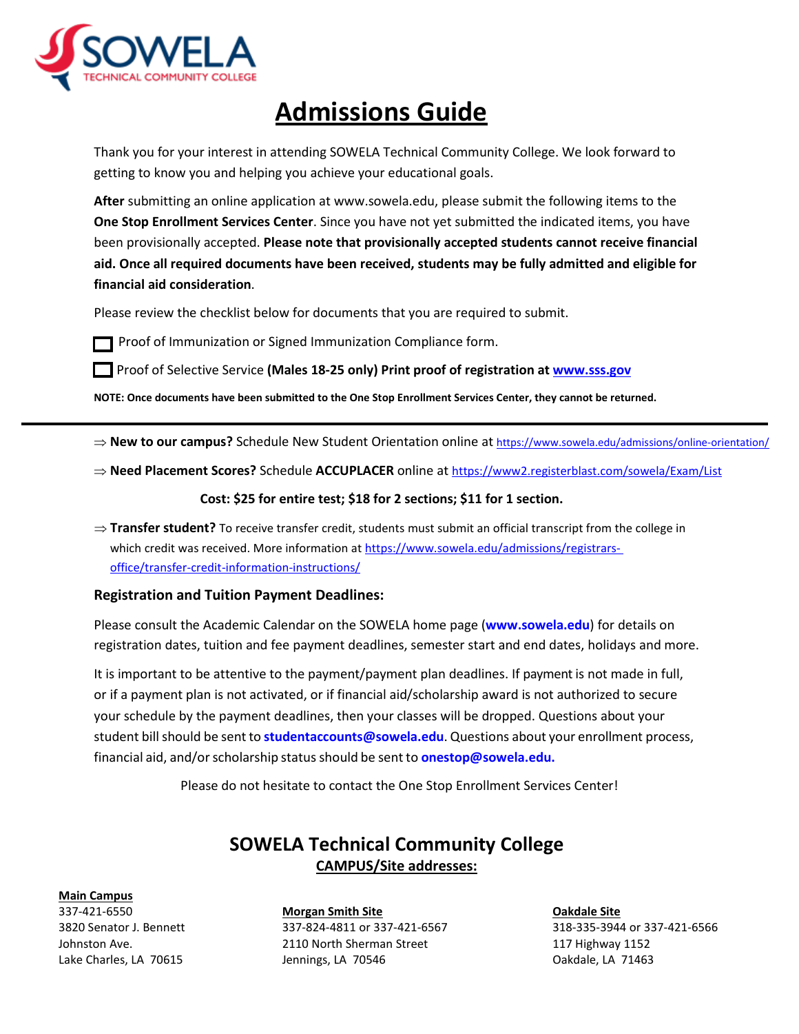SOWELA TECHNICAL COMMUNITY COLLEGE

# Admissions Guide

Thank you for your interest in attending SOWELA Technical Community College. We look forward to getting to know you and helping you achieve your educational goals.

**After** submitting an online application at www.sowela.edu, please submit the following items to the **One Stop Enrollment Services Center**. Since you have not yet submitted the indicated items, you have been provisionally accepted. **Please note that provisionally accepted students cannot receive financial aid. Once all required documents have been received, students may be fully admitted and eligible for financial aid consideration**.

Please review the checklist below for documents that you are required to submit.

- [ ] Proof of Immunization or Signed Immunization Compliance form.
- [ ] Proof of Selective Service **(Males 18-25 only) Print proof of registration at [www.sss.gov](http://www.sss.gov)**

**NOTE: Once documents have been submitted to the One Stop Enrollment Services Center, they cannot be returned.**

---

⇒ **New to our campus?** Schedule New Student Orientation online at https://www.sowela.edu/admissions/online-orientation/

⇒ **Need Placement Scores?** Schedule **ACCUPLACER** online at https://www2.registerblast.com/sowela/Exam/List

**Cost: $25 for entire test; $18 for 2 sections; $11 for 1 section.**

⇒ **Transfer student?** To receive transfer credit, students must submit an official transcript from the college in which credit was received. More information at https://www.sowela.edu/admissions/registrars-office/transfer-credit-information-instructions/

### Registration and Tuition Payment Deadlines:

Please consult the Academic Calendar on the SOWELA home page (**www.sowela.edu**) for details on registration dates, tuition and fee payment deadlines, semester start and end dates, holidays and more.

It is important to be attentive to the payment/payment plan deadlines. If payment is not made in full, or if a payment plan is not activated, or if financial aid/scholarship award is not authorized to secure your schedule by the payment deadlines, then your classes will be dropped. Questions about your student bill should be sent to **studentaccounts@sowela.edu**. Questions about your enrollment process, financial aid, and/or scholarship status should be sent to **onestop@sowela.edu.**

Please do not hesitate to contact the One Stop Enrollment Services Center!

## SOWELA Technical Community College

**CAMPUS/Site addresses:**

**Main Campus**
337-421-6550
3820 Senator J. Bennett Johnston Ave.
Lake Charles, LA 70615

**Morgan Smith Site**
337-824-4811 or 337-421-6567
2110 North Sherman Street
Jennings, LA 70546

**Oakdale Site**
318-335-3944 or 337-421-6566
117 Highway 1152
Oakdale, LA 71463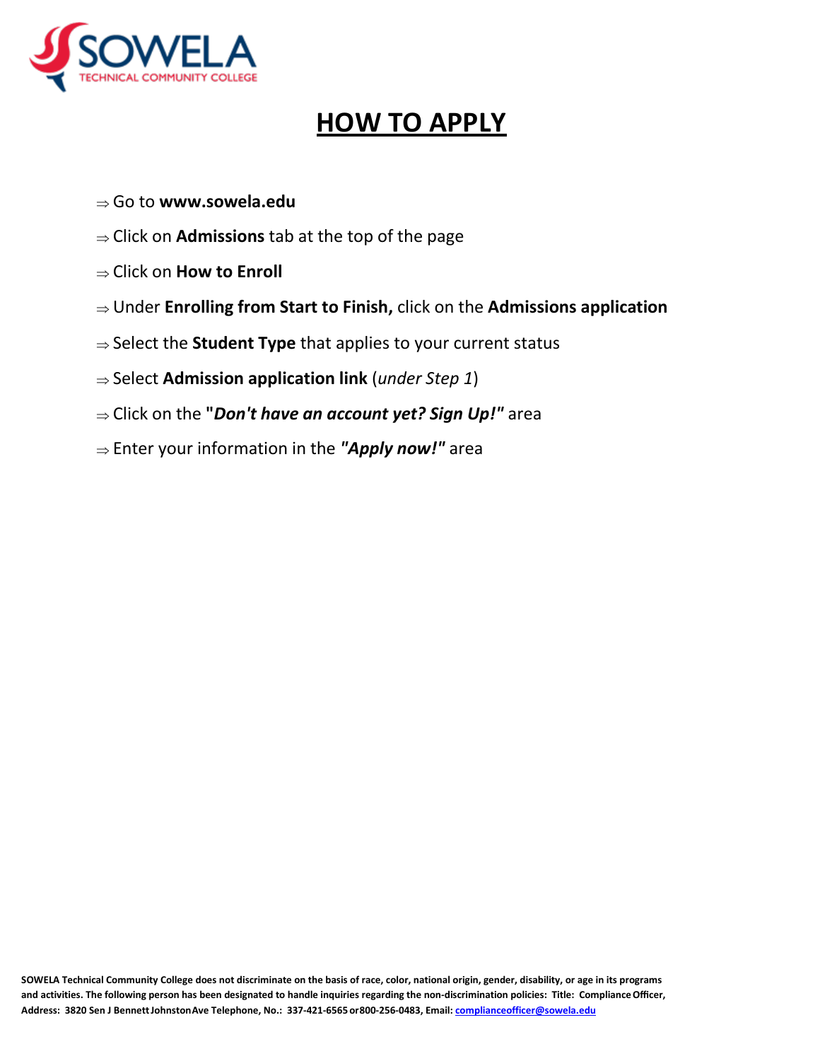# HOW TO APPLY

- ⇒ Go to **www.sowela.edu**
- ⇒ Click on **Admissions** tab at the top of the page
- ⇒ Click on **How to Enroll**
- ⇒ Under **Enrolling from Start to Finish,** click on the **Admissions application**
- ⇒ Select the **Student Type** that applies to your current status
- ⇒ Select **Admission application link** (*under Step 1*)
- ⇒ Click on the **"*Don't have an account yet? Sign Up!*"** area
- ⇒ Enter your information in the **"*Apply now!*"** area

**SOWELA Technical Community College does not discriminate on the basis of race, color, national origin, gender, disability, or age in its programs and activities. The following person has been designated to handle inquiries regarding the non-discrimination policies: Title: Compliance Officer, Address: 3820 Sen J Bennett Johnston Ave Telephone, No.: 337-421-6565 or 800-256-0483, Email: complianceofficer@sowela.edu**